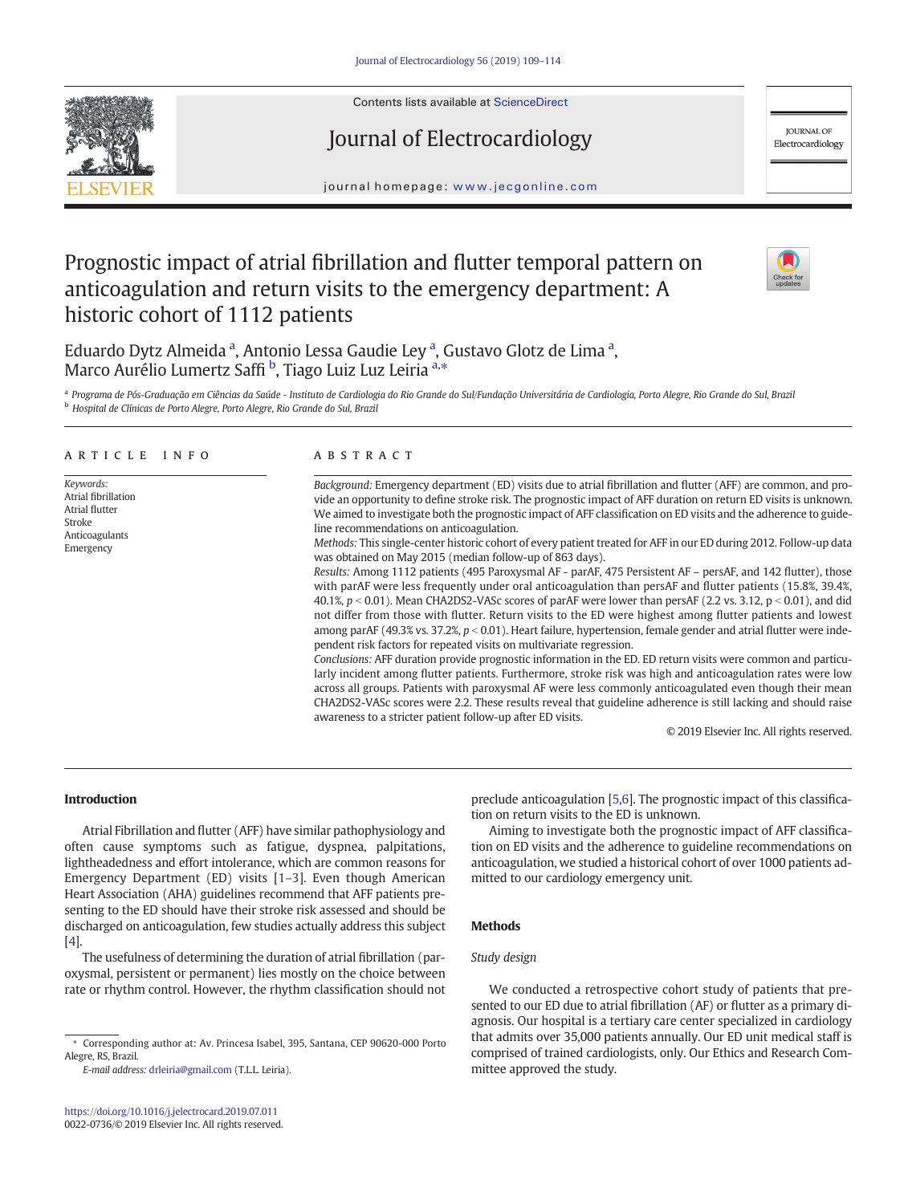# Prognostic impact of atrial fibrillation and flutter temporal pattern on anticoagulation and return visits to the emergency department: A historic cohort of 1112 patients

Eduardo Dytz Almeida [a], Antonio Lessa Gaudie Ley [a], Gustavo Glotz de Lima [a], Marco Aurélio Lumertz Saffi [b], Tiago Luiz Luz Leiria [a,*]

[a] Programa de Pós-Graduação em Ciências da Saúde - Instituto de Cardiologia do Rio Grande do Sul/Fundação Universitária de Cardiologia, Porto Alegre, Rio Grande do Sul, Brazil
[b] Hospital de Clínicas de Porto Alegre, Porto Alegre, Rio Grande do Sul, Brazil

## ARTICLE INFO

*Keywords:*
Atrial fibrillation
Atrial flutter
Stroke
Anticoagulants
Emergency

## ABSTRACT

*Background:* Emergency department (ED) visits due to atrial fibrillation and flutter (AFF) are common, and provide an opportunity to define stroke risk. The prognostic impact of AFF duration on return ED visits is unknown. We aimed to investigate both the prognostic impact of AFF classification on ED visits and the adherence to guideline recommendations on anticoagulation.

*Methods:* This single-center historic cohort of every patient treated for AFF in our ED during 2012. Follow-up data was obtained on May 2015 (median follow-up of 863 days).

*Results:* Among 1112 patients (495 Paroxysmal AF - parAF, 475 Persistent AF – persAF, and 142 flutter), those with parAF were less frequently under oral anticoagulation than persAF and flutter patients (15.8%, 39.4%, 40.1%, $p < 0.01$). Mean CHA2DS2-VASc scores of parAF were lower than persAF (2.2 vs. 3.12, $p < 0.01$), and did not differ from those with flutter. Return visits to the ED were highest among flutter patients and lowest among parAF (49.3% vs. 37.2%, $p < 0.01$). Heart failure, hypertension, female gender and atrial flutter were independent risk factors for repeated visits on multivariate regression.

*Conclusions:* AFF duration provide prognostic information in the ED. ED return visits were common and particularly incident among flutter patients. Furthermore, stroke risk was high and anticoagulation rates were low across all groups. Patients with paroxysmal AF were less commonly anticoagulated even though their mean CHA2DS2-VASc scores were 2.2. These results reveal that guideline adherence is still lacking and should raise awareness to a stricter patient follow-up after ED visits.

© 2019 Elsevier Inc. All rights reserved.

## Introduction

Atrial Fibrillation and flutter (AFF) have similar pathophysiology and often cause symptoms such as fatigue, dyspnea, palpitations, lightheadedness and effort intolerance, which are common reasons for Emergency Department (ED) visits [1–3]. Even though American Heart Association (AHA) guidelines recommend that AFF patients presenting to the ED should have their stroke risk assessed and should be discharged on anticoagulation, few studies actually address this subject [4].

The usefulness of determining the duration of atrial fibrillation (paroxysmal, persistent or permanent) lies mostly on the choice between rate or rhythm control. However, the rhythm classification should not preclude anticoagulation [5,6]. The prognostic impact of this classification on return visits to the ED is unknown.

Aiming to investigate both the prognostic impact of AFF classification on ED visits and the adherence to guideline recommendations on anticoagulation, we studied a historical cohort of over 1000 patients admitted to our cardiology emergency unit.

## Methods

### Study design

We conducted a retrospective cohort study of patients that presented to our ED due to atrial fibrillation (AF) or flutter as a primary diagnosis. Our hospital is a tertiary care center specialized in cardiology that admits over 35,000 patients annually. Our ED unit medical staff is comprised of trained cardiologists, only. Our Ethics and Research Committee approved the study.

---

* Corresponding author at: Av. Princesa Isabel, 395, Santana, CEP 90620-000 Porto Alegre, RS, Brazil.
*E-mail address:* drleiria@gmail.com (T.L.L. Leiria).

https://doi.org/10.1016/j.jelectrocard.2019.07.011
0022-0736/© 2019 Elsevier Inc. All rights reserved.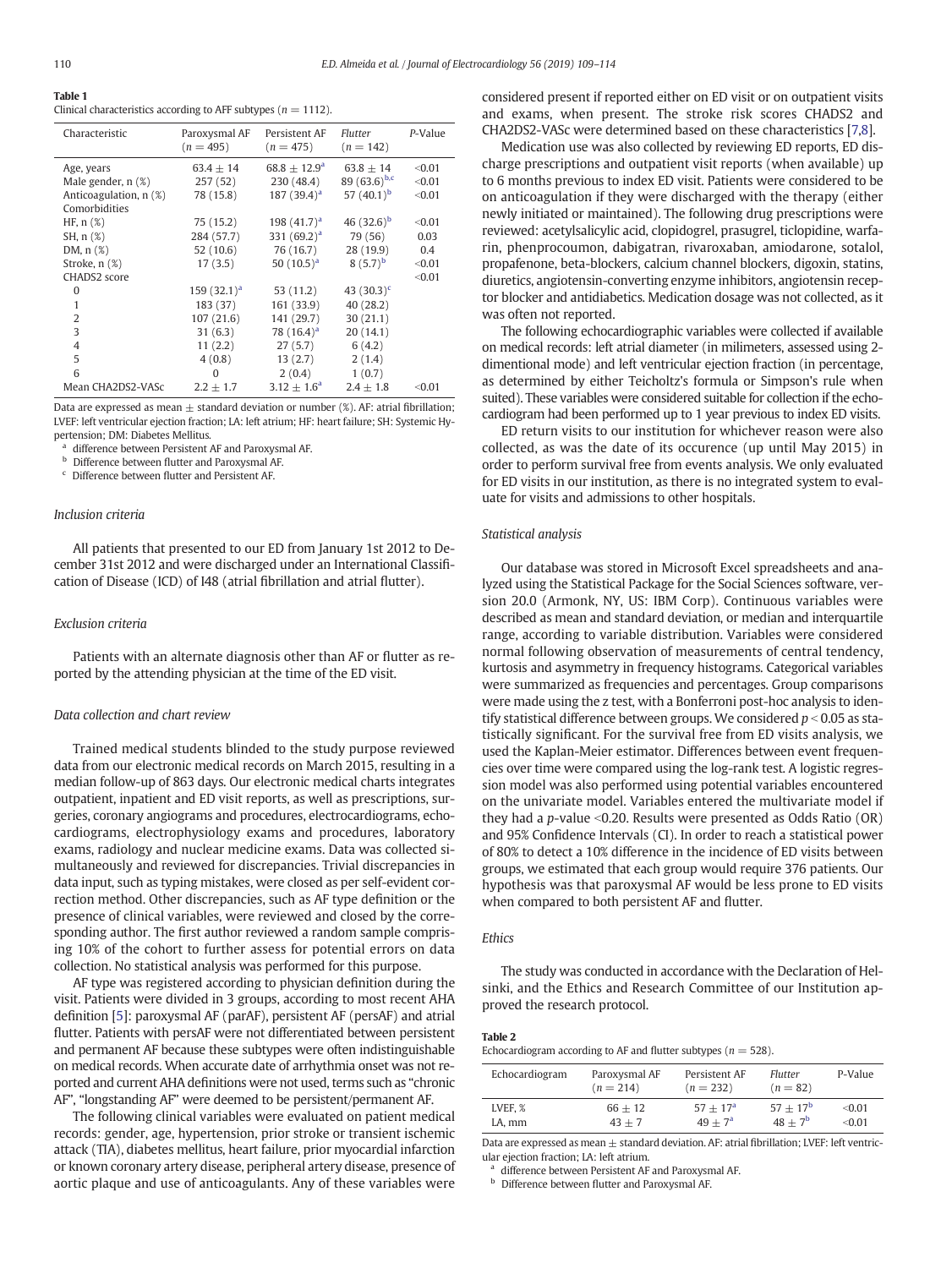**Table 1**
Clinical characteristics according to AFF subtypes ($n = 1112$).

| Characteristic | Paroxysmal AF ($n = 495$) | Persistent AF ($n = 475$) | *Flutter* ($n = 142$) | *P*-Value |
|---|---|---|---|---|
| Age, years | 63.4 ± 14 | 68.8 ± 12.9[a] | 63.8 ± 14 | <0.01 |
| Male gender, n (%) | 257 (52) | 230 (48.4) | 89 (63.6)[b,c] | <0.01 |
| Anticoagulation, n (%) | 78 (15.8) | 187 (39.4)[a] | 57 (40.1)[b] | <0.01 |
| Comorbidities | | | | |
| HF, n (%) | 75 (15.2) | 198 (41.7)[a] | 46 (32.6)[b] | <0.01 |
| SH, n (%) | 284 (57.7) | 331 (69.2)[a] | 79 (56) | 0.03 |
| DM, n (%) | 52 (10.6) | 76 (16.7) | 28 (19.9) | 0.4 |
| Stroke, n (%) | 17 (3.5) | 50 (10.5)[a] | 8 (5.7)[b] | <0.01 |
| CHADS2 score | | | | <0.01 |
| 0 | 159 (32.1)[a] | 53 (11.2) | 43 (30.3)[c] | |
| 1 | 183 (37) | 161 (33.9) | 40 (28.2) | |
| 2 | 107 (21.6) | 141 (29.7) | 30 (21.1) | |
| 3 | 31 (6.3) | 78 (16.4)[a] | 20 (14.1) | |
| 4 | 11 (2.2) | 27 (5.7) | 6 (4.2) | |
| 5 | 4 (0.8) | 13 (2.7) | 2 (1.4) | |
| 6 | 0 | 2 (0.4) | 1 (0.7) | |
| Mean CHA2DS2-VASc | 2.2 ± 1.7 | 3.12 ± 1.6[a] | 2.4 ± 1.8 | <0.01 |

Data are expressed as mean ± standard deviation or number (%). AF: atrial fibrillation; LVEF: left ventricular ejection fraction; LA: left atrium; HF: heart failure; SH: Systemic Hypertension; DM: Diabetes Mellitus.

[a] difference between Persistent AF and Paroxysmal AF.
[b] Difference between flutter and Paroxysmal AF.
[c] Difference between flutter and Persistent AF.

### Inclusion criteria

All patients that presented to our ED from January 1st 2012 to December 31st 2012 and were discharged under an International Classification of Disease (ICD) of I48 (atrial fibrillation and atrial flutter).

### Exclusion criteria

Patients with an alternate diagnosis other than AF or flutter as reported by the attending physician at the time of the ED visit.

### Data collection and chart review

Trained medical students blinded to the study purpose reviewed data from our electronic medical records on March 2015, resulting in a median follow-up of 863 days. Our electronic medical charts integrates outpatient, inpatient and ED visit reports, as well as prescriptions, surgeries, coronary angiograms and procedures, electrocardiograms, echocardiograms, electrophysiology exams and procedures, laboratory exams, radiology and nuclear medicine exams. Data was collected simultaneously and reviewed for discrepancies. Trivial discrepancies in data input, such as typing mistakes, were closed as per self-evident correction method. Other discrepancies, such as AF type definition or the presence of clinical variables, were reviewed and closed by the corresponding author. The first author reviewed a random sample comprising 10% of the cohort to further assess for potential errors on data collection. No statistical analysis was performed for this purpose.

AF type was registered according to physician definition during the visit. Patients were divided in 3 groups, according to most recent AHA definition [5]: paroxysmal AF (parAF), persistent AF (persAF) and atrial flutter. Patients with persAF were not differentiated between persistent and permanent AF because these subtypes were often indistinguishable on medical records. When accurate date of arrhythmia onset was not reported and current AHA definitions were not used, terms such as "chronic AF", "longstanding AF" were deemed to be persistent/permanent AF.

The following clinical variables were evaluated on patient medical records: gender, age, hypertension, prior stroke or transient ischemic attack (TIA), diabetes mellitus, heart failure, prior myocardial infarction or known coronary artery disease, peripheral artery disease, presence of aortic plaque and use of anticoagulants. Any of these variables were considered present if reported either on ED visit or on outpatient visits and exams, when present. The stroke risk scores CHADS2 and CHA2DS2-VASc were determined based on these characteristics [7,8].

Medication use was also collected by reviewing ED reports, ED discharge prescriptions and outpatient visit reports (when available) up to 6 months previous to index ED visit. Patients were considered to be on anticoagulation if they were discharged with the therapy (either newly initiated or maintained). The following drug prescriptions were reviewed: acetylsalicylic acid, clopidogrel, prasugrel, ticlopidine, warfarin, phenprocoumon, dabigatran, rivaroxaban, amiodarone, sotalol, propafenone, beta-blockers, calcium channel blockers, digoxin, statins, diuretics, angiotensin-converting enzyme inhibitors, angiotensin receptor blocker and antidiabetics. Medication dosage was not collected, as it was often not reported.

The following echocardiographic variables were collected if available on medical records: left atrial diameter (in milimeters, assessed using 2-dimentional mode) and left ventricular ejection fraction (in percentage, as determined by either Teicholtz's formula or Simpson's rule when suited). These variables were considered suitable for collection if the echocardiogram had been performed up to 1 year previous to index ED visits.

ED return visits to our institution for whichever reason were also collected, as was the date of its occurence (up until May 2015) in order to perform survival free from events analysis. We only evaluated for ED visits in our institution, as there is no integrated system to evaluate for visits and admissions to other hospitals.

### Statistical analysis

Our database was stored in Microsoft Excel spreadsheets and analyzed using the Statistical Package for the Social Sciences software, version 20.0 (Armonk, NY, US: IBM Corp). Continuous variables were described as mean and standard deviation, or median and interquartile range, according to variable distribution. Variables were considered normal following observation of measurements of central tendency, kurtosis and asymmetry in frequency histograms. Categorical variables were summarized as frequencies and percentages. Group comparisons were made using the z test, with a Bonferroni post-hoc analysis to identify statistical difference between groups. We considered $p < 0.05$ as statistically significant. For the survival free from ED visits analysis, we used the Kaplan-Meier estimator. Differences between event frequencies over time were compared using the log-rank test. A logistic regression model was also performed using potential variables encountered on the univariate model. Variables entered the multivariate model if they had a $p$-value <0.20. Results were presented as Odds Ratio (OR) and 95% Confidence Intervals (CI). In order to reach a statistical power of 80% to detect a 10% difference in the incidence of ED visits between groups, we estimated that each group would require 376 patients. Our hypothesis was that paroxysmal AF would be less prone to ED visits when compared to both persistent AF and flutter.

### Ethics

The study was conducted in accordance with the Declaration of Helsinki, and the Ethics and Research Committee of our Institution approved the research protocol.

**Table 2**
Echocardiogram according to AF and flutter subtypes ($n = 528$).

| Echocardiogram | Paroxysmal AF ($n = 214$) | Persistent AF ($n = 232$) | *Flutter* ($n = 82$) | P-Value |
|---|---|---|---|---|
| LVEF, % | 66 ± 12 | 57 ± 17[a] | 57 ± 17[b] | <0.01 |
| LA, mm | 43 ± 7 | 49 ± 7[a] | 48 ± 7[b] | <0.01 |

Data are expressed as mean ± standard deviation. AF: atrial fibrillation; LVEF: left ventricular ejection fraction; LA: left atrium.

[a] difference between Persistent AF and Paroxysmal AF.
[b] Difference between flutter and Paroxysmal AF.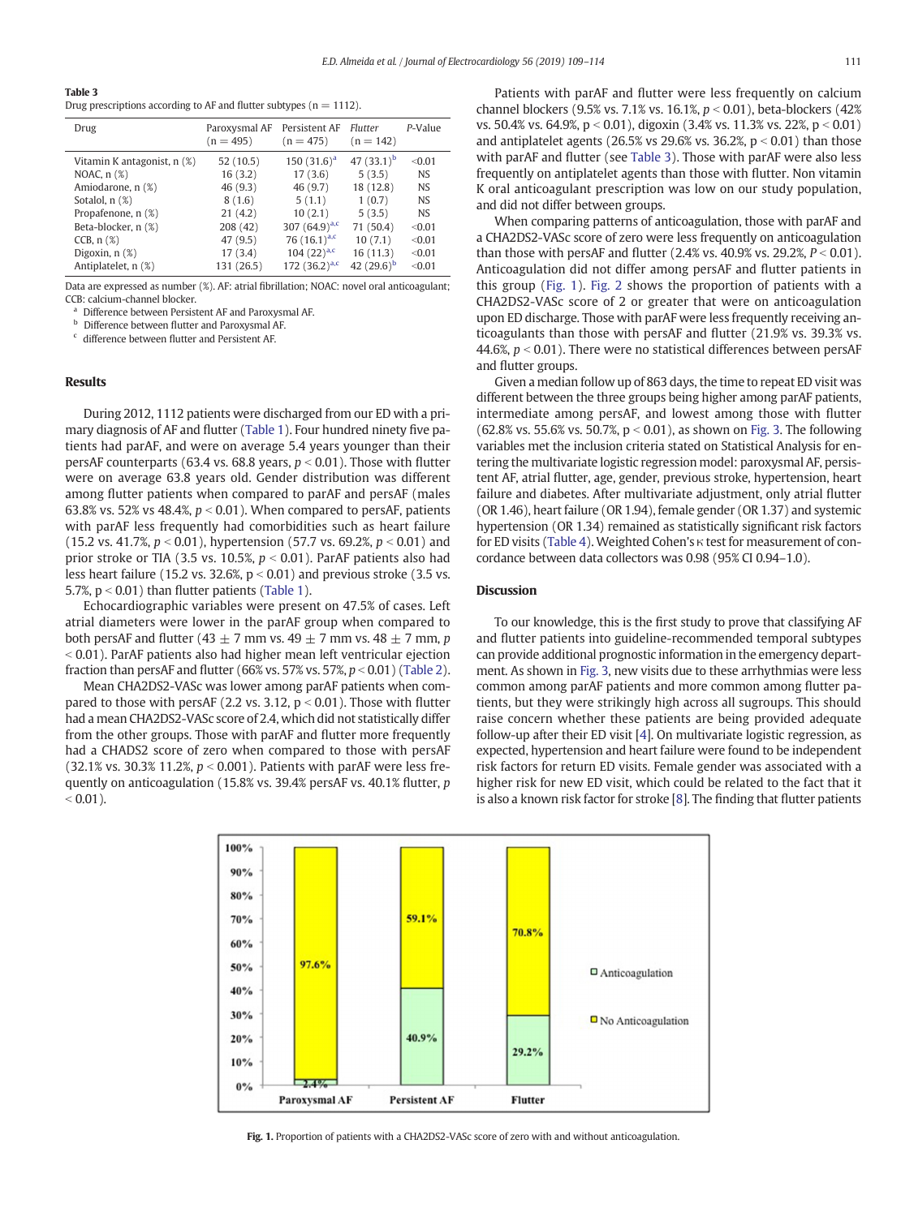**Table 3**
Drug prescriptions according to AF and flutter subtypes (n = 1112).

| Drug | Paroxysmal AF (n = 495) | Persistent AF (n = 475) | *Flutter* (n = 142) | *P*-Value |
|---|---|---|---|---|
| Vitamin K antagonist, n (%) | 52 (10.5) | 150 (31.6)[a] | 47 (33.1)[b] | <0.01 |
| NOAC, n (%) | 16 (3.2) | 17 (3.6) | 5 (3.5) | NS |
| Amiodarone, n (%) | 46 (9.3) | 46 (9.7) | 18 (12.8) | NS |
| Sotalol, n (%) | 8 (1.6) | 5 (1.1) | 1 (0.7) | NS |
| Propafenone, n (%) | 21 (4.2) | 10 (2.1) | 5 (3.5) | NS |
| Beta-blocker, n (%) | 208 (42) | 307 (64.9)[a,c] | 71 (50.4) | <0.01 |
| CCB, n (%) | 47 (9.5) | 76 (16.1)[a,c] | 10 (7.1) | <0.01 |
| Digoxin, n (%) | 17 (3.4) | 104 (22)[a,c] | 16 (11.3) | <0.01 |
| Antiplatelet, n (%) | 131 (26.5) | 172 (36.2)[a,c] | 42 (29.6)[b] | <0.01 |

Data are expressed as number (%). AF: atrial fibrillation; NOAC: novel oral anticoagulant; CCB: calcium-channel blocker.
[a] Difference between Persistent AF and Paroxysmal AF.
[b] Difference between flutter and Paroxysmal AF.
[c] difference between flutter and Persistent AF.

## Results

During 2012, 1112 patients were discharged from our ED with a primary diagnosis of AF and flutter (Table 1). Four hundred ninety five patients had parAF, and were on average 5.4 years younger than their persAF counterparts (63.4 vs. 68.8 years, $p < 0.01$). Those with flutter were on average 63.8 years old. Gender distribution was different among flutter patients when compared to parAF and persAF (males 63.8% vs. 52% vs 48.4%, $p < 0.01$). When compared to persAF, patients with parAF less frequently had comorbidities such as heart failure (15.2 vs. 41.7%, $p < 0.01$), hypertension (57.7 vs. 69.2%, $p < 0.01$) and prior stroke or TIA (3.5 vs. 10.5%, $p < 0.01$). ParAF patients also had less heart failure (15.2 vs. 32.6%, $p < 0.01$) and previous stroke (3.5 vs. 5.7%, $p < 0.01$) than flutter patients (Table 1).

Echocardiographic variables were present on 47.5% of cases. Left atrial diameters were lower in the parAF group when compared to both persAF and flutter ($43 \pm 7$ mm vs. $49 \pm 7$ mm vs. $48 \pm 7$ mm, $p < 0.01$). ParAF patients also had higher mean left ventricular ejection fraction than persAF and flutter (66% vs. 57% vs. 57%, $p < 0.01$) (Table 2).

Mean CHA2DS2-VASc was lower among parAF patients when compared to those with persAF (2.2 vs. 3.12, $p < 0.01$). Those with flutter had a mean CHA2DS2-VASc score of 2.4, which did not statistically differ from the other groups. Those with parAF and flutter more frequently had a CHADS2 score of zero when compared to those with persAF (32.1% vs. 30.3% 11.2%, $p < 0.001$). Patients with parAF were less frequently on anticoagulation (15.8% vs. 39.4% persAF vs. 40.1% flutter, $p < 0.01$).

Patients with parAF and flutter were less frequently on calcium channel blockers (9.5% vs. 7.1% vs. 16.1%, $p < 0.01$), beta-blockers (42% vs. 50.4% vs. 64.9%, $p < 0.01$), digoxin (3.4% vs. 11.3% vs. 22%, $p < 0.01$) and antiplatelet agents (26.5% vs. 29.6% vs. 36.2%, $p < 0.01$) than those with persAF and flutter (see Table 3). Those with parAF were also less frequently on antiplatelet agents than those with flutter. Non vitamin K oral anticoagulant prescription was low on our study population, and did not differ between groups.

When comparing patterns of anticoagulation, those with parAF and a CHA2DS2-VASc score of zero were less frequently on anticoagulation than those with persAF and flutter (2.4% vs. 40.9% vs. 29.2%, $P < 0.01$). Anticoagulation did not differ among persAF and flutter patients in this group (Fig. 1). Fig. 2 shows the proportion of patients with a CHA2DS2-VASc score of 2 or greater that were on anticoagulation upon ED discharge. Those with parAF were less frequently receiving anticoagulants than those with persAF and flutter (21.9% vs. 39.3% vs. 44.6%, $p < 0.01$). There were no statistical differences between persAF and flutter groups.

Given a median follow up of 863 days, the time to repeat ED visit was different between the three groups being higher among parAF patients, intermediate among persAF, and lowest among those with flutter (62.8% vs. 55.6% vs. 50.7%, $p < 0.01$), as shown on Fig. 3. The following variables met the inclusion criteria stated on Statistical Analysis for entering the multivariate logistic regression model: paroxysmal AF, persistent AF, atrial flutter, age, gender, previous stroke, hypertension, heart failure and diabetes. After multivariate adjustment, only atrial flutter (OR 1.46), heart failure (OR 1.94), female gender (OR 1.37) and systemic hypertension (OR 1.34) remained as statistically significant risk factors for ED visits (Table 4). Weighted Cohen's $\kappa$ test for measurement of concordance between data collectors was 0.98 (95% CI 0.94–1.0).

## Discussion

To our knowledge, this is the first study to prove that classifying AF and flutter patients into guideline-recommended temporal subtypes can provide additional prognostic information in the emergency department. As shown in Fig. 3, new visits due to these arrhythmias were less common among parAF patients and more common among flutter patients, but they were strikingly high across all sugroups. This should raise concern whether these patients are being provided adequate follow-up after their ED visit [4]. On multivariate logistic regression, as expected, hypertension and heart failure were found to be independent risk factors for return ED visits. Female gender was associated with a higher risk for new ED visit, which could be related to the fact that it is also a known risk factor for stroke [8]. The finding that flutter patients

| | Paroxysmal AF | Persistent AF | Flutter |
|---|---|---|---|
| Anticoagulation | 2.4% | 40.9% | 29.2% |
| No Anticoagulation | 97.6% | 59.1% | 70.8% |

**Fig. 1.** Proportion of patients with a CHA2DS2-VASc score of zero with and without anticoagulation.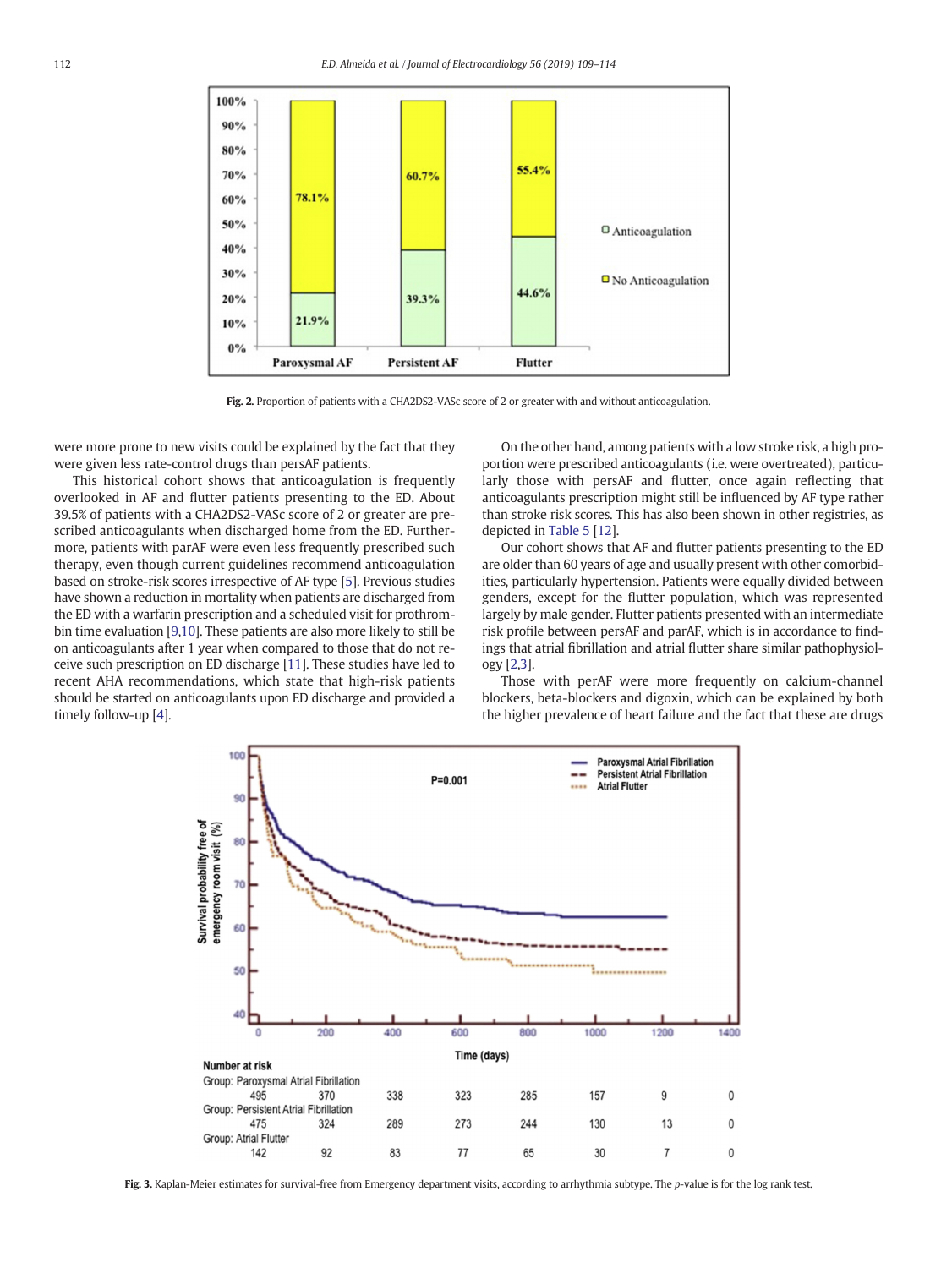Fig. 2. Proportion of patients with a CHA2DS2-VASc score of 2 or greater with and without anticoagulation.

were more prone to new visits could be explained by the fact that they were given less rate-control drugs than persAF patients.

This historical cohort shows that anticoagulation is frequently overlooked in AF and flutter patients presenting to the ED. About 39.5% of patients with a CHA2DS2-VASc score of 2 or greater are prescribed anticoagulants when discharged home from the ED. Furthermore, patients with parAF were even less frequently prescribed such therapy, even though current guidelines recommend anticoagulation based on stroke-risk scores irrespective of AF type [5]. Previous studies have shown a reduction in mortality when patients are discharged from the ED with a warfarin prescription and a scheduled visit for prothrombin time evaluation [9,10]. These patients are also more likely to still be on anticoagulants after 1 year when compared to those that do not receive such prescription on ED discharge [11]. These studies have led to recent AHA recommendations, which state that high-risk patients should be started on anticoagulants upon ED discharge and provided a timely follow-up [4].

On the other hand, among patients with a low stroke risk, a high proportion were prescribed anticoagulants (i.e. were overtreated), particularly those with persAF and flutter, once again reflecting that anticoagulants prescription might still be influenced by AF type rather than stroke risk scores. This has also been shown in other registries, as depicted in Table 5 [12].

Our cohort shows that AF and flutter patients presenting to the ED are older than 60 years of age and usually present with other comorbidities, particularly hypertension. Patients were equally divided between genders, except for the flutter population, which was represented largely by male gender. Flutter patients presented with an intermediate risk profile between persAF and parAF, which is in accordance to findings that atrial fibrillation and atrial flutter share similar pathophysiology [2,3].

Those with perAF were more frequently on calcium-channel blockers, beta-blockers and digoxin, which can be explained by both the higher prevalence of heart failure and the fact that these are drugs

Fig. 3. Kaplan-Meier estimates for survival-free from Emergency department visits, according to arrhythmia subtype. The *p*-value is for the log rank test.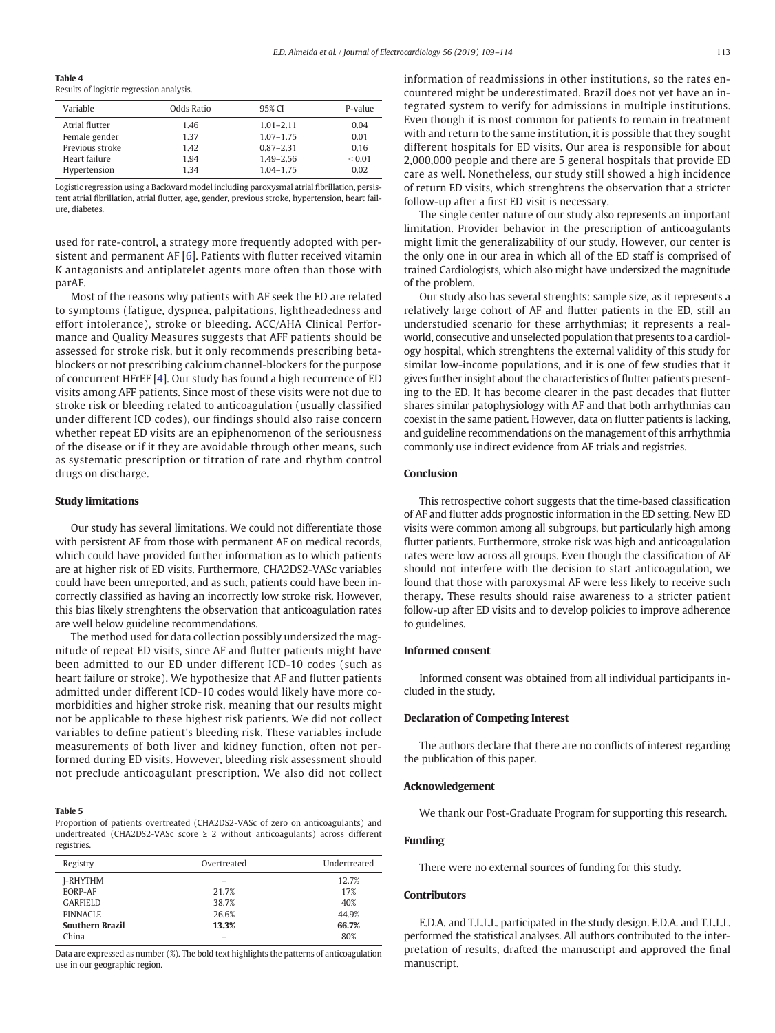**Table 4**
Results of logistic regression analysis.

| Variable | Odds Ratio | 95% CI | P-value |
|---|---|---|---|
| Atrial flutter | 1.46 | 1.01–2.11 | 0.04 |
| Female gender | 1.37 | 1.07–1.75 | 0.01 |
| Previous stroke | 1.42 | 0.87–2.31 | 0.16 |
| Heart failure | 1.94 | 1.49–2.56 | < 0.01 |
| Hypertension | 1.34 | 1.04–1.75 | 0.02 |

Logistic regression using a Backward model including paroxysmal atrial fibrillation, persistent atrial fibrillation, atrial flutter, age, gender, previous stroke, hypertension, heart failure, diabetes.

used for rate-control, a strategy more frequently adopted with persistent and permanent AF [6]. Patients with flutter received vitamin K antagonists and antiplatelet agents more often than those with parAF.

Most of the reasons why patients with AF seek the ED are related to symptoms (fatigue, dyspnea, palpitations, lightheadedness and effort intolerance), stroke or bleeding. ACC/AHA Clinical Performance and Quality Measures suggests that AFF patients should be assessed for stroke risk, but it only recommends prescribing beta-blockers or not prescribing calcium channel-blockers for the purpose of concurrent HFrEF [4]. Our study has found a high recurrence of ED visits among AFF patients. Since most of these visits were not due to stroke risk or bleeding related to anticoagulation (usually classified under different ICD codes), our findings should also raise concern whether repeat ED visits are an epiphenomenon of the seriousness of the disease or if it they are avoidable through other means, such as systematic prescription or titration of rate and rhythm control drugs on discharge.

## Study limitations

Our study has several limitations. We could not differentiate those with persistent AF from those with permanent AF on medical records, which could have provided further information as to which patients are at higher risk of ED visits. Furthermore, CHA2DS2-VASc variables could have been unreported, and as such, patients could have been incorrectly classified as having an incorrectly low stroke risk. However, this bias likely strenghtens the observation that anticoagulation rates are well below guideline recommendations.

The method used for data collection possibly undersized the magnitude of repeat ED visits, since AF and flutter patients might have been admitted to our ED under different ICD-10 codes (such as heart failure or stroke). We hypothesize that AF and flutter patients admitted under different ICD-10 codes would likely have more comorbidities and higher stroke risk, meaning that our results might not be applicable to these highest risk patients. We did not collect variables to define patient's bleeding risk. These variables include measurements of both liver and kidney function, often not performed during ED visits. However, bleeding risk assessment should not preclude anticoagulant prescription. We also did not collect information of readmissions in other institutions, so the rates encountered might be underestimated. Brazil does not yet have an integrated system to verify for admissions in multiple institutions. Even though it is most common for patients to remain in treatment with and return to the same institution, it is possible that they sought different hospitals for ED visits. Our area is responsible for about 2,000,000 people and there are 5 general hospitals that provide ED care as well. Nonetheless, our study still showed a high incidence of return ED visits, which strenghtens the observation that a stricter follow-up after a first ED visit is necessary.

The single center nature of our study also represents an important limitation. Provider behavior in the prescription of anticoagulants might limit the generalizability of our study. However, our center is the only one in our area in which all of the ED staff is comprised of trained Cardiologists, which also might have undersized the magnitude of the problem.

Our study also has several strenghts: sample size, as it represents a relatively large cohort of AF and flutter patients in the ED, still an understudied scenario for these arrhythmias; it represents a real-world, consecutive and unselected population that presents to a cardiology hospital, which strenghtens the external validity of this study for similar low-income populations, and it is one of few studies that it gives further insight about the characteristics of flutter patients presenting to the ED. It has become clearer in the past decades that flutter shares similar patophysiology with AF and that both arrhythmias can coexist in the same patient. However, data on flutter patients is lacking, and guideline recommendations on the management of this arrhythmia commonly use indirect evidence from AF trials and registries.

**Table 5**
Proportion of patients overtreated (CHA2DS2-VASc of zero on anticoagulants) and undertreated (CHA2DS2-VASc score ≥ 2 without anticoagulants) across different registries.

| Registry | Overtreated | Undertreated |
|---|---|---|
| J-RHYTHM | – | 12.7% |
| EORP-AF | 21.7% | 17% |
| GARFIELD | 38.7% | 40% |
| PINNACLE | 26.6% | 44.9% |
| **Southern Brazil** | **13.3%** | **66.7%** |
| China | – | 80% |

Data are expressed as number (%). The bold text highlights the patterns of anticoagulation use in our geographic region.

## Conclusion

This retrospective cohort suggests that the time-based classification of AF and flutter adds prognostic information in the ED setting. New ED visits were common among all subgroups, but particularly high among flutter patients. Furthermore, stroke risk was high and anticoagulation rates were low across all groups. Even though the classification of AF should not interfere with the decision to start anticoagulation, we found that those with paroxysmal AF were less likely to receive such therapy. These results should raise awareness to a stricter patient follow-up after ED visits and to develop policies to improve adherence to guidelines.

## Informed consent

Informed consent was obtained from all individual participants included in the study.

## Declaration of Competing Interest

The authors declare that there are no conflicts of interest regarding the publication of this paper.

## Acknowledgement

We thank our Post-Graduate Program for supporting this research.

## Funding

There were no external sources of funding for this study.

## Contributors

E.D.A. and T.L.L.L. participated in the study design. E.D.A. and T.L.L.L. performed the statistical analyses. All authors contributed to the interpretation of results, drafted the manuscript and approved the final manuscript.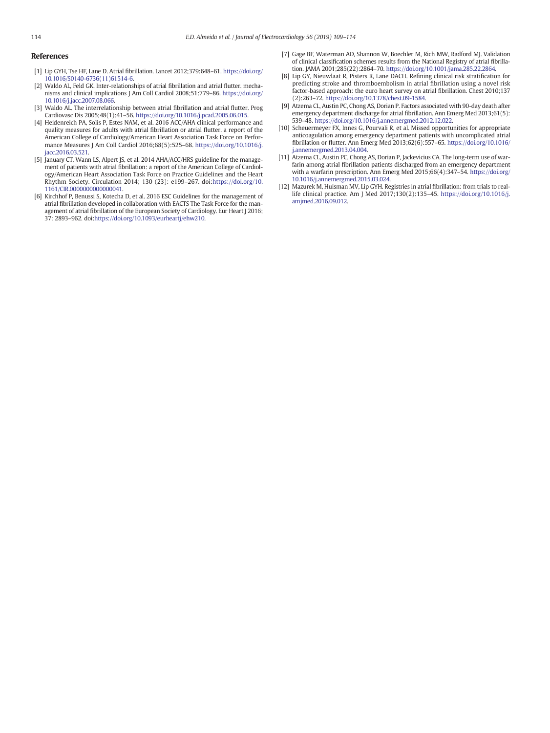## References

[1] Lip GYH, Tse HF, Lane D. Atrial fibrillation. Lancet 2012;379:648–61. https://doi.org/10.1016/S0140-6736(11)61514-6.

[2] Waldo AL, Feld GK. Inter-relationships of atrial fibrillation and atrial flutter. mechanisms and clinical implications J Am Coll Cardiol 2008;51:779–86. https://doi.org/10.1016/j.jacc.2007.08.066.

[3] Waldo AL. The interrelationship between atrial fibrillation and atrial flutter. Prog Cardiovasc Dis 2005;48(1):41–56. https://doi.org/10.1016/j.pcad.2005.06.015.

[4] Heidenreich PA, Solis P, Estes NAM, et al. 2016 ACC/AHA clinical performance and quality measures for adults with atrial fibrillation or atrial flutter. a report of the American College of Cardiology/American Heart Association Task Force on Performance Measures J Am Coll Cardiol 2016;68(5):525–68. https://doi.org/10.1016/j.jacc.2016.03.521.

[5] January CT, Wann LS, Alpert JS, et al. 2014 AHA/ACC/HRS guideline for the management of patients with atrial fibrillation: a report of the American College of Cardiology/American Heart Association Task Force on Practice Guidelines and the Heart Rhythm Society. Circulation 2014; 130 (23): e199–267. doi:https://doi.org/10.1161/CIR.0000000000000041.

[6] Kirchhof P, Benussi S, Kotecha D, et al. 2016 ESC Guidelines for the management of atrial fibrillation developed in collaboration with EACTS The Task Force for the management of atrial fibrillation of the European Society of Cardiology. Eur Heart J 2016; 37: 2893–962. doi:https://doi.org/10.1093/eurheartj/ehw210.

[7] Gage BF, Waterman AD, Shannon W, Boechler M, Rich MW, Radford MJ. Validation of clinical classification schemes results from the National Registry of atrial fibrillation. JAMA 2001;285(22):2864–70. https://doi.org/10.1001/jama.285.22.2864.

[8] Lip GY, Nieuwlaat R, Pisters R, Lane DACH. Refining clinical risk stratification for predicting stroke and thromboembolism in atrial fibrillation using a novel risk factor-based approach: the euro heart survey on atrial fibrillation. Chest 2010;137 (2):263–72. https://doi.org/10.1378/chest.09-1584.

[9] Atzema CL, Austin PC, Chong AS, Dorian P. Factors associated with 90-day death after emergency department discharge for atrial fibrillation. Ann Emerg Med 2013;61(5): 539–48. https://doi.org/10.1016/j.annemergmed.2012.12.022.

[10] Scheuermeyer FX, Innes G, Pourvali R, et al. Missed opportunities for appropriate anticoagulation among emergency department patients with uncomplicated atrial fibrillation or flutter. Ann Emerg Med 2013;62(6):557–65. https://doi.org/10.1016/j.annemergmed.2013.04.004.

[11] Atzema CL, Austin PC, Chong AS, Dorian P, Jackevicius CA. The long-term use of warfarin among atrial fibrillation patients discharged from an emergency department with a warfarin prescription. Ann Emerg Med 2015;66(4):347–54. https://doi.org/10.1016/j.annemergmed.2015.03.024.

[12] Mazurek M, Huisman MV, Lip GYH. Registries in atrial fibrillation: from trials to real-life clinical practice. Am J Med 2017;130(2):135–45. https://doi.org/10.1016/j.amjmed.2016.09.012.